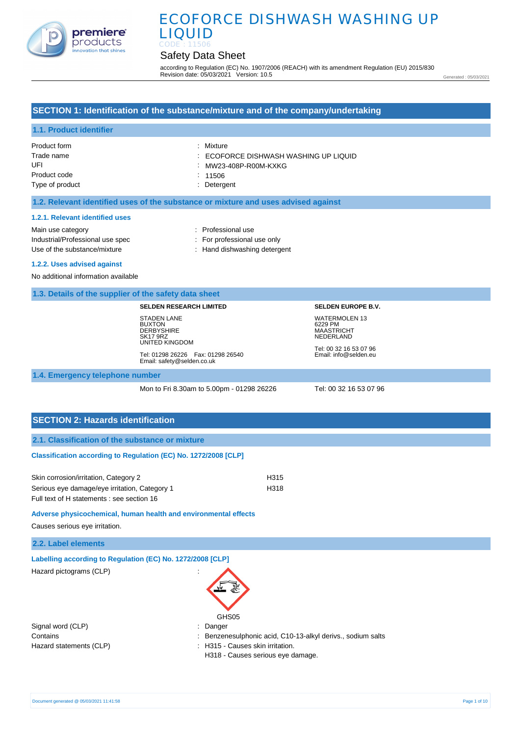# ECOFORCE DISHWASH WASHING UP LIQUID

CODE : 11506

## Safety Data Sheet

according to Regulation (EC) No. 1907/2006 (REACH) with its amendment Regulation (EU) 2015/830
Revision date: 05/03/2021 Version: 10.5

Generated : 05/03/2021

## SECTION 1: Identification of the substance/mixture and of the company/undertaking

### 1.1. Product identifier

| | |
|---|---|
| Product form | : Mixture |
| Trade name | : ECOFORCE DISHWASH WASHING UP LIQUID |
| UFI | : MW23-408P-R00M-KXKG |
| Product code | : 11506 |
| Type of product | : Detergent |

### 1.2. Relevant identified uses of the substance or mixture and uses advised against

#### 1.2.1. Relevant identified uses

| | |
|---|---|
| Main use category | : Professional use |
| Industrial/Professional use spec | : For professional use only |
| Use of the substance/mixture | : Hand dishwashing detergent |

#### 1.2.2. Uses advised against

No additional information available

### 1.3. Details of the supplier of the safety data sheet

**SELDEN RESEARCH LIMITED**

STADEN LANE
BUXTON
DERBYSHIRE
SK17 9RZ
UNITED KINGDOM

Tel: 01298 26226 Fax: 01298 26540
Email: safety@selden.co.uk

**SELDEN EUROPE B.V.**

WATERMOLEN 13
6229 PM
MAASTRICHT
NEDERLAND

Tel: 00 32 16 53 07 96
Email: info@selden.eu

### 1.4. Emergency telephone number

Mon to Fri 8.30am to 5.00pm - 01298 26226

Tel: 00 32 16 53 07 96

## SECTION 2: Hazards identification

### 2.1. Classification of the substance or mixture

**Classification according to Regulation (EC) No. 1272/2008 [CLP]**

| | |
|---|---|
| Skin corrosion/irritation, Category 2 | H315 |
| Serious eye damage/eye irritation, Category 1 | H318 |

Full text of H statements : see section 16

**Adverse physicochemical, human health and environmental effects**

Causes serious eye irritation.

### 2.2. Label elements

**Labelling according to Regulation (EC) No. 1272/2008 [CLP]**

Hazard pictograms (CLP) :

GHS05

| | |
|---|---|
| Signal word (CLP) | : Danger |
| Contains | : Benzenesulphonic acid, C10-13-alkyl derivs., sodium salts |
| Hazard statements (CLP) | : H315 - Causes skin irritation.<br>H318 - Causes serious eye damage. |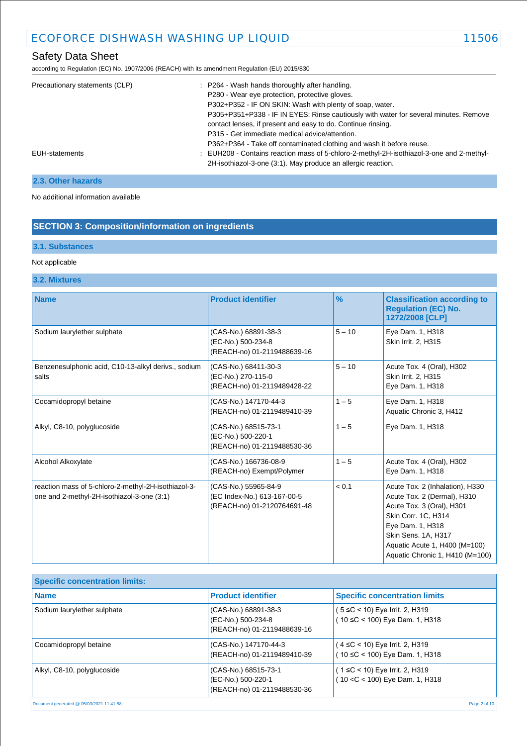| | |
|---|---|
| Precautionary statements (CLP) | : P264 - Wash hands thoroughly after handling.<br>P280 - Wear eye protection, protective gloves.<br>P302+P352 - IF ON SKIN: Wash with plenty of soap, water.<br>P305+P351+P338 - IF IN EYES: Rinse cautiously with water for several minutes. Remove contact lenses, if present and easy to do. Continue rinsing.<br>P315 - Get immediate medical advice/attention.<br>P362+P364 - Take off contaminated clothing and wash it before reuse. |
| EUH-statements | : EUH208 - Contains reaction mass of 5-chloro-2-methyl-2H-isothiazol-3-one and 2-methyl-2H-isothiazol-3-one (3:1). May produce an allergic reaction. |

### 2.3. Other hazards

No additional information available

## SECTION 3: Composition/information on ingredients

### 3.1. Substances

Not applicable

### 3.2. Mixtures

| Name | Product identifier | % | Classification according to Regulation (EC) No. 1272/2008 [CLP] |
|---|---|---|---|
| Sodium laurylether sulphate | (CAS-No.) 68891-38-3<br>(EC-No.) 500-234-8<br>(REACH-no) 01-2119488639-16 | 5 – 10 | Eye Dam. 1, H318<br>Skin Irrit. 2, H315 |
| Benzenesulphonic acid, C10-13-alkyl derivs., sodium salts | (CAS-No.) 68411-30-3<br>(EC-No.) 270-115-0<br>(REACH-no) 01-2119489428-22 | 5 – 10 | Acute Tox. 4 (Oral), H302<br>Skin Irrit. 2, H315<br>Eye Dam. 1, H318 |
| Cocamidopropyl betaine | (CAS-No.) 147170-44-3<br>(REACH-no) 01-2119489410-39 | 1 – 5 | Eye Dam. 1, H318<br>Aquatic Chronic 3, H412 |
| Alkyl, C8-10, polyglucoside | (CAS-No.) 68515-73-1<br>(EC-No.) 500-220-1<br>(REACH-no) 01-2119488530-36 | 1 – 5 | Eye Dam. 1, H318 |
| Alcohol Alkoxylate | (CAS-No.) 166736-08-9<br>(REACH-no) Exempt/Polymer | 1 – 5 | Acute Tox. 4 (Oral), H302<br>Eye Dam. 1, H318 |
| reaction mass of 5-chloro-2-methyl-2H-isothiazol-3-one and 2-methyl-2H-isothiazol-3-one (3:1) | (CAS-No.) 55965-84-9<br>(EC Index-No.) 613-167-00-5<br>(REACH-no) 01-2120764691-48 | < 0.1 | Acute Tox. 2 (Inhalation), H330<br>Acute Tox. 2 (Dermal), H310<br>Acute Tox. 3 (Oral), H301<br>Skin Corr. 1C, H314<br>Eye Dam. 1, H318<br>Skin Sens. 1A, H317<br>Aquatic Acute 1, H400 (M=100)<br>Aquatic Chronic 1, H410 (M=100) |

**Specific concentration limits:**

| Name | Product identifier | Specific concentration limits |
|---|---|---|
| Sodium laurylether sulphate | (CAS-No.) 68891-38-3<br>(EC-No.) 500-234-8<br>(REACH-no) 01-2119488639-16 | ( 5 ≤C < 10) Eye Irrit. 2, H319<br>( 10 ≤C < 100) Eye Dam. 1, H318 |
| Cocamidopropyl betaine | (CAS-No.) 147170-44-3<br>(REACH-no) 01-2119489410-39 | ( 4 ≤C < 10) Eye Irrit. 2, H319<br>( 10 ≤C < 100) Eye Dam. 1, H318 |
| Alkyl, C8-10, polyglucoside | (CAS-No.) 68515-73-1<br>(EC-No.) 500-220-1<br>(REACH-no) 01-2119488530-36 | ( 1 ≤C < 10) Eye Irrit. 2, H319<br>( 10 <C < 100) Eye Dam. 1, H318 |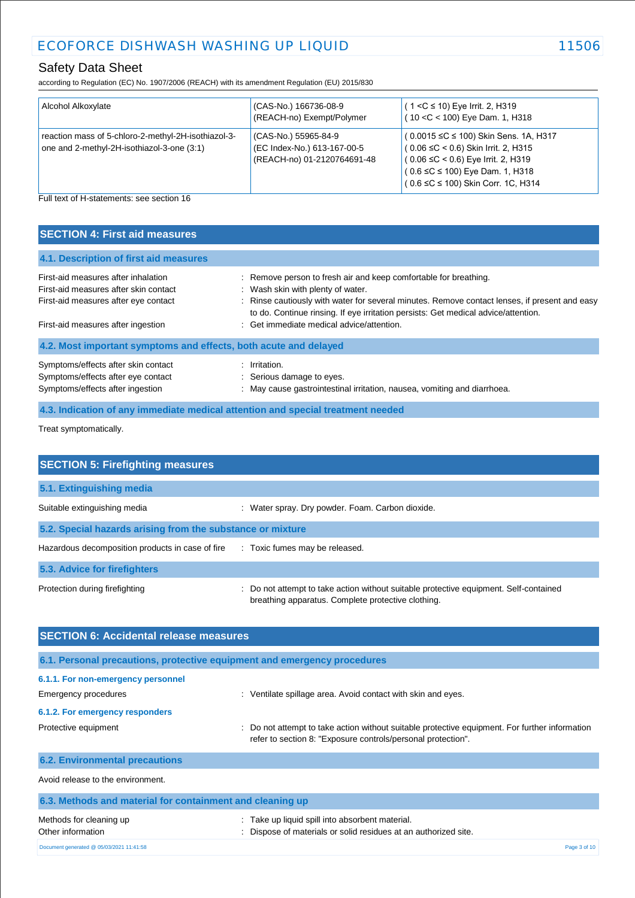| Alcohol Alkoxylate | (CAS-No.) 166736-08-9<br>(REACH-no) Exempt/Polymer | ( 1 <C ≤ 10) Eye Irrit. 2, H319<br>( 10 <C < 100) Eye Dam. 1, H318 |
|---|---|---|
| reaction mass of 5-chloro-2-methyl-2H-isothiazol-3-one and 2-methyl-2H-isothiazol-3-one (3:1) | (CAS-No.) 55965-84-9<br>(EC Index-No.) 613-167-00-5<br>(REACH-no) 01-2120764691-48 | ( 0.0015 ≤C ≤ 100) Skin Sens. 1A, H317<br>( 0.06 ≤C < 0.6) Skin Irrit. 2, H315<br>( 0.06 ≤C < 0.6) Eye Irrit. 2, H319<br>( 0.6 ≤C ≤ 100) Eye Dam. 1, H318<br>( 0.6 ≤C ≤ 100) Skin Corr. 1C, H314 |

Full text of H-statements: see section 16

## SECTION 4: First aid measures

### 4.1. Description of first aid measures

First-aid measures after inhalation : Remove person to fresh air and keep comfortable for breathing.

First-aid measures after skin contact : Wash skin with plenty of water.

First-aid measures after eye contact : Rinse cautiously with water for several minutes. Remove contact lenses, if present and easy to do. Continue rinsing. If eye irritation persists: Get medical advice/attention.

First-aid measures after ingestion : Get immediate medical advice/attention.

### 4.2. Most important symptoms and effects, both acute and delayed

Symptoms/effects after skin contact : Irritation.

Symptoms/effects after eye contact : Serious damage to eyes.

Symptoms/effects after ingestion : May cause gastrointestinal irritation, nausea, vomiting and diarrhoea.

### 4.3. Indication of any immediate medical attention and special treatment needed

Treat symptomatically.

## SECTION 5: Firefighting measures

### 5.1. Extinguishing media

Suitable extinguishing media : Water spray. Dry powder. Foam. Carbon dioxide.

### 5.2. Special hazards arising from the substance or mixture

Hazardous decomposition products in case of fire : Toxic fumes may be released.

### 5.3. Advice for firefighters

Protection during firefighting : Do not attempt to take action without suitable protective equipment. Self-contained breathing apparatus. Complete protective clothing.

## SECTION 6: Accidental release measures

### 6.1. Personal precautions, protective equipment and emergency procedures

#### 6.1.1. For non-emergency personnel

Emergency procedures : Ventilate spillage area. Avoid contact with skin and eyes.

#### 6.1.2. For emergency responders

Protective equipment : Do not attempt to take action without suitable protective equipment. For further information refer to section 8: "Exposure controls/personal protection".

### 6.2. Environmental precautions

Avoid release to the environment.

### 6.3. Methods and material for containment and cleaning up

Methods for cleaning up : Take up liquid spill into absorbent material.

Other information : Dispose of materials or solid residues at an authorized site.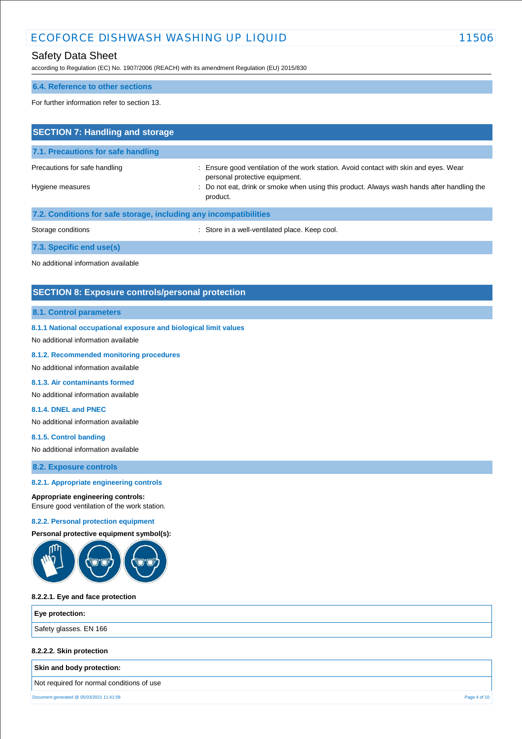### 6.4. Reference to other sections

For further information refer to section 13.

## SECTION 7: Handling and storage

### 7.1. Precautions for safe handling

| | |
|---|---|
| Precautions for safe handling | : Ensure good ventilation of the work station. Avoid contact with skin and eyes. Wear personal protective equipment. |
| Hygiene measures | : Do not eat, drink or smoke when using this product. Always wash hands after handling the product. |

### 7.2. Conditions for safe storage, including any incompatibilities

| | |
|---|---|
| Storage conditions | : Store in a well-ventilated place. Keep cool. |

### 7.3. Specific end use(s)

No additional information available

## SECTION 8: Exposure controls/personal protection

### 8.1. Control parameters

#### 8.1.1 National occupational exposure and biological limit values

No additional information available

#### 8.1.2. Recommended monitoring procedures

No additional information available

#### 8.1.3. Air contaminants formed

No additional information available

#### 8.1.4. DNEL and PNEC

No additional information available

#### 8.1.5. Control banding

No additional information available

### 8.2. Exposure controls

#### 8.2.1. Appropriate engineering controls

**Appropriate engineering controls:**
Ensure good ventilation of the work station.

#### 8.2.2. Personal protection equipment

**Personal protective equipment symbol(s):**

**8.2.2.1. Eye and face protection**

| Eye protection: |
|---|
| Safety glasses. EN 166 |

**8.2.2.2. Skin protection**

| Skin and body protection: |
|---|
| Not required for normal conditions of use |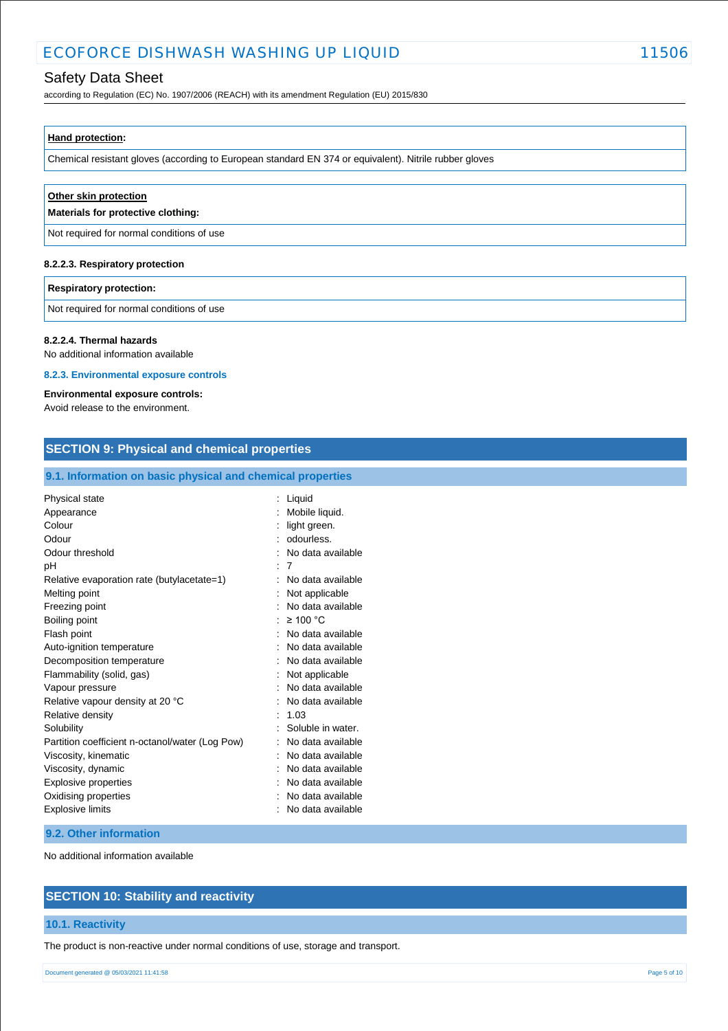| **Hand protection:** |
| --- |
| Chemical resistant gloves (according to European standard EN 374 or equivalent). Nitrile rubber gloves |

| **Other skin protection** |
| --- |
| **Materials for protective clothing:** |
| Not required for normal conditions of use |

#### 8.2.2.3. Respiratory protection

| **Respiratory protection:** |
| --- |
| Not required for normal conditions of use |

#### 8.2.2.4. Thermal hazards

No additional information available

### 8.2.3. Environmental exposure controls

**Environmental exposure controls:**

Avoid release to the environment.

## SECTION 9: Physical and chemical properties

### 9.1. Information on basic physical and chemical properties

| | |
| --- | --- |
| Physical state | : Liquid |
| Appearance | : Mobile liquid. |
| Colour | : light green. |
| Odour | : odourless. |
| Odour threshold | : No data available |
| pH | : 7 |
| Relative evaporation rate (butylacetate=1) | : No data available |
| Melting point | : Not applicable |
| Freezing point | : No data available |
| Boiling point | : ≥ 100 °C |
| Flash point | : No data available |
| Auto-ignition temperature | : No data available |
| Decomposition temperature | : No data available |
| Flammability (solid, gas) | : Not applicable |
| Vapour pressure | : No data available |
| Relative vapour density at 20 °C | : No data available |
| Relative density | : 1.03 |
| Solubility | : Soluble in water. |
| Partition coefficient n-octanol/water (Log Pow) | : No data available |
| Viscosity, kinematic | : No data available |
| Viscosity, dynamic | : No data available |
| Explosive properties | : No data available |
| Oxidising properties | : No data available |
| Explosive limits | : No data available |

### 9.2. Other information

No additional information available

## SECTION 10: Stability and reactivity

### 10.1. Reactivity

The product is non-reactive under normal conditions of use, storage and transport.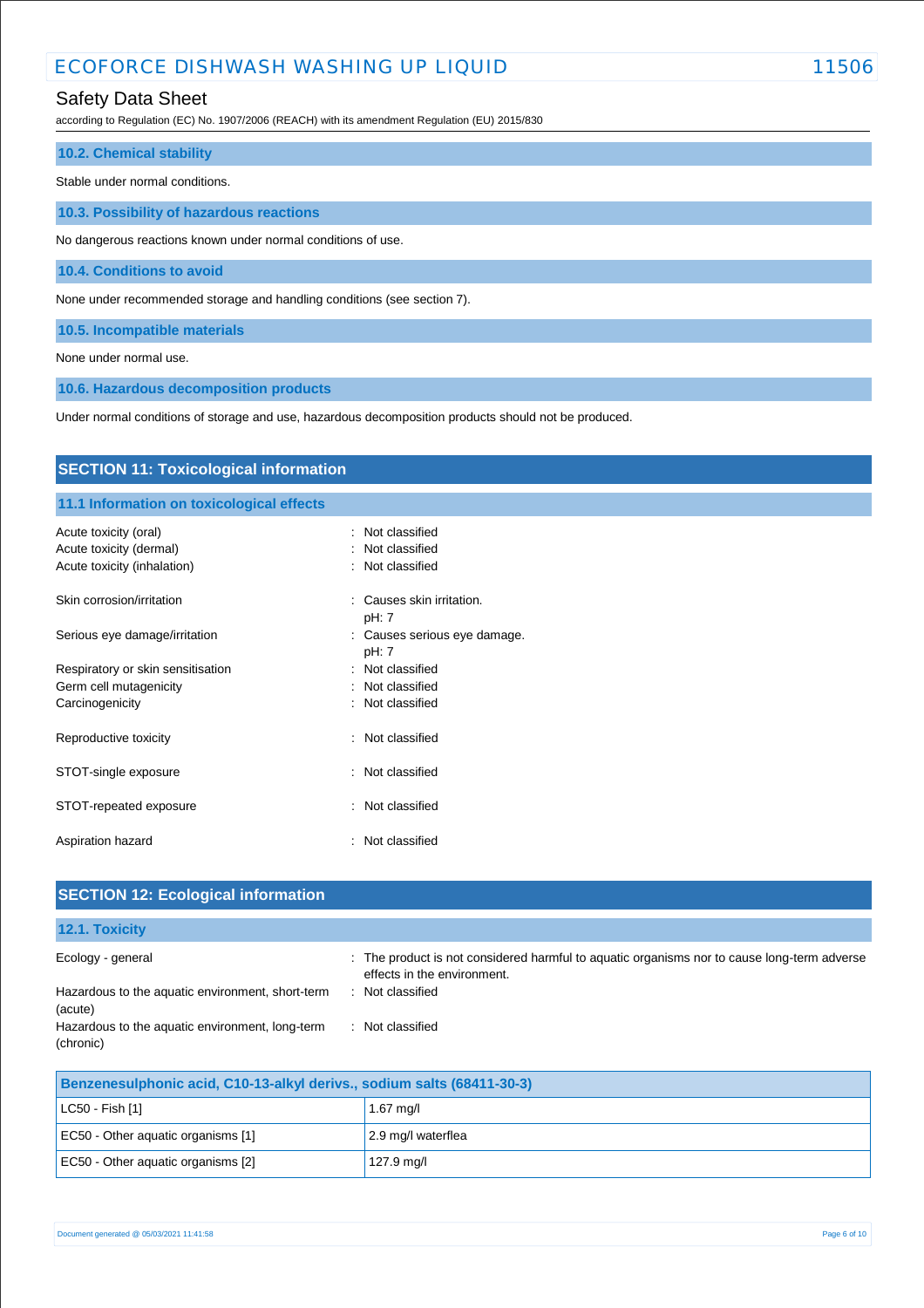### 10.2. Chemical stability

Stable under normal conditions.

### 10.3. Possibility of hazardous reactions

No dangerous reactions known under normal conditions of use.

### 10.4. Conditions to avoid

None under recommended storage and handling conditions (see section 7).

### 10.5. Incompatible materials

None under normal use.

### 10.6. Hazardous decomposition products

Under normal conditions of storage and use, hazardous decomposition products should not be produced.

## SECTION 11: Toxicological information

### 11.1 Information on toxicological effects

| | |
|---|---|
| Acute toxicity (oral) | : Not classified |
| Acute toxicity (dermal) | : Not classified |
| Acute toxicity (inhalation) | : Not classified |
| Skin corrosion/irritation | : Causes skin irritation.<br>pH: 7 |
| Serious eye damage/irritation | : Causes serious eye damage.<br>pH: 7 |
| Respiratory or skin sensitisation | : Not classified |
| Germ cell mutagenicity | : Not classified |
| Carcinogenicity | : Not classified |
| Reproductive toxicity | : Not classified |
| STOT-single exposure | : Not classified |
| STOT-repeated exposure | : Not classified |
| Aspiration hazard | : Not classified |

## SECTION 12: Ecological information

### 12.1. Toxicity

| | |
|---|---|
| Ecology - general | : The product is not considered harmful to aquatic organisms nor to cause long-term adverse effects in the environment. |
| Hazardous to the aquatic environment, short-term (acute) | : Not classified |
| Hazardous to the aquatic environment, long-term (chronic) | : Not classified |

| Benzenesulphonic acid, C10-13-alkyl derivs., sodium salts (68411-30-3) | |
|---|---|
| LC50 - Fish [1] | 1.67 mg/l |
| EC50 - Other aquatic organisms [1] | 2.9 mg/l waterflea |
| EC50 - Other aquatic organisms [2] | 127.9 mg/l |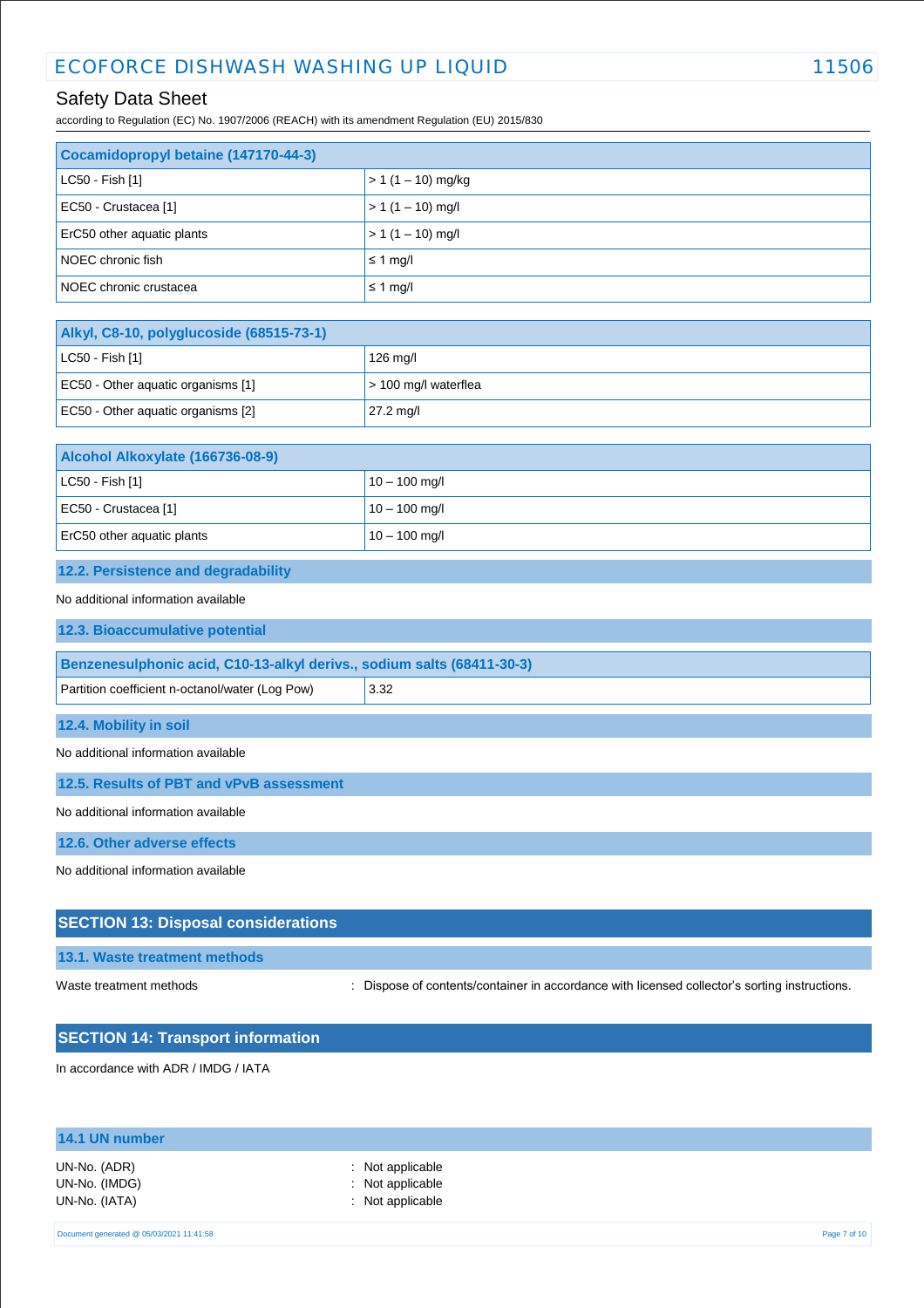| Cocamidopropyl betaine (147170-44-3) | |
|---|---|
| LC50 - Fish [1] | > 1 (1 – 10) mg/kg |
| EC50 - Crustacea [1] | > 1 (1 – 10) mg/l |
| ErC50 other aquatic plants | > 1 (1 – 10) mg/l |
| NOEC chronic fish | ≤ 1 mg/l |
| NOEC chronic crustacea | ≤ 1 mg/l |

| Alkyl, C8-10, polyglucoside (68515-73-1) | |
|---|---|
| LC50 - Fish [1] | 126 mg/l |
| EC50 - Other aquatic organisms [1] | > 100 mg/l waterflea |
| EC50 - Other aquatic organisms [2] | 27.2 mg/l |

| Alcohol Alkoxylate (166736-08-9) | |
|---|---|
| LC50 - Fish [1] | 10 – 100 mg/l |
| EC50 - Crustacea [1] | 10 – 100 mg/l |
| ErC50 other aquatic plants | 10 – 100 mg/l |

### 12.2. Persistence and degradability

No additional information available

### 12.3. Bioaccumulative potential

| Benzenesulphonic acid, C10-13-alkyl derivs., sodium salts (68411-30-3) | |
|---|---|
| Partition coefficient n-octanol/water (Log Pow) | 3.32 |

### 12.4. Mobility in soil

No additional information available

### 12.5. Results of PBT and vPvB assessment

No additional information available

### 12.6. Other adverse effects

No additional information available

## SECTION 13: Disposal considerations

### 13.1. Waste treatment methods

Waste treatment methods : Dispose of contents/container in accordance with licensed collector's sorting instructions.

## SECTION 14: Transport information

In accordance with ADR / IMDG / IATA

### 14.1 UN number

UN-No. (ADR) : Not applicable
UN-No. (IMDG) : Not applicable
UN-No. (IATA) : Not applicable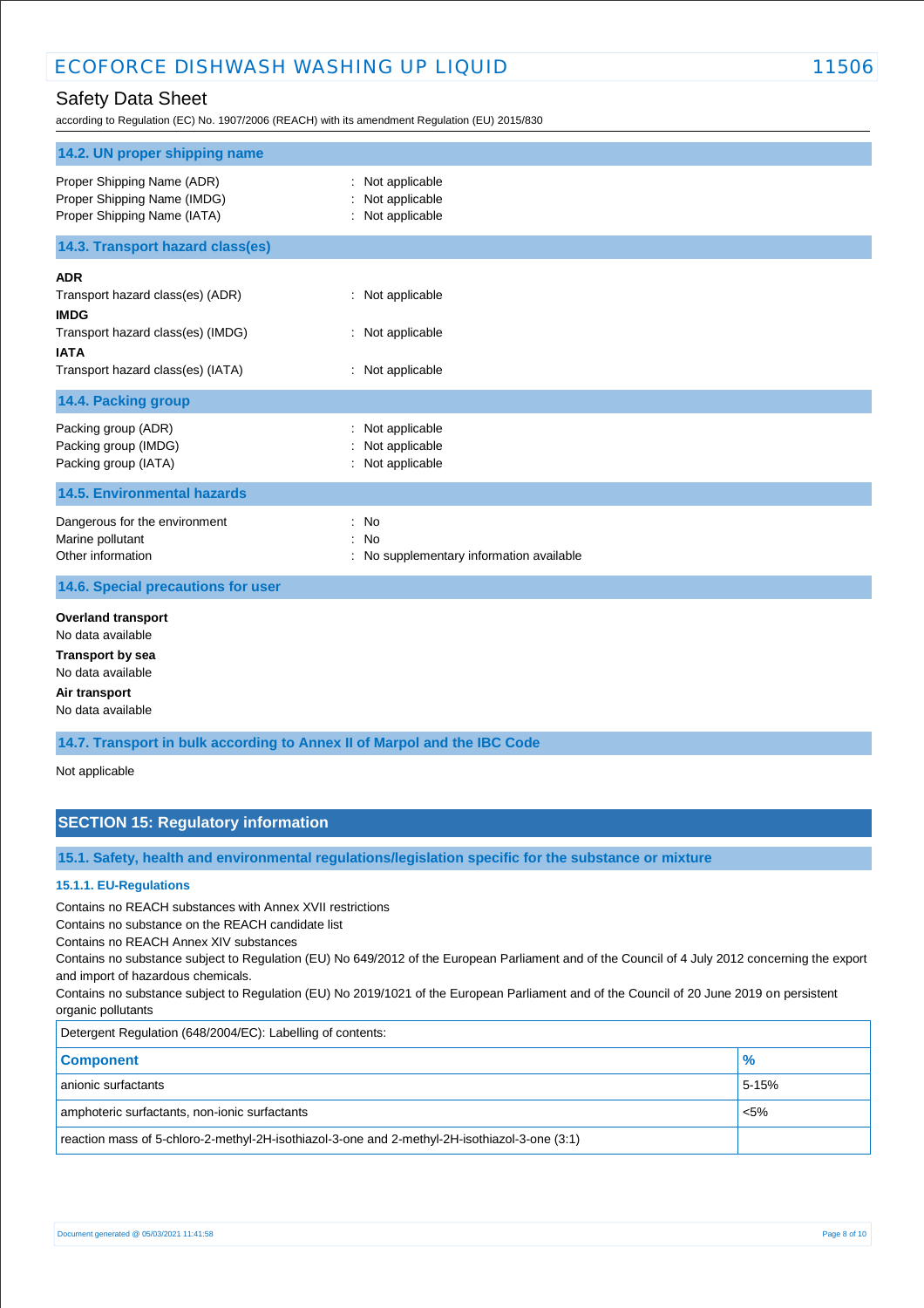### 14.2. UN proper shipping name

Proper Shipping Name (ADR) : Not applicable
Proper Shipping Name (IMDG) : Not applicable
Proper Shipping Name (IATA) : Not applicable

### 14.3. Transport hazard class(es)

**ADR**
Transport hazard class(es) (ADR) : Not applicable
**IMDG**
Transport hazard class(es) (IMDG) : Not applicable
**IATA**
Transport hazard class(es) (IATA) : Not applicable

### 14.4. Packing group

Packing group (ADR) : Not applicable
Packing group (IMDG) : Not applicable
Packing group (IATA) : Not applicable

### 14.5. Environmental hazards

Dangerous for the environment : No
Marine pollutant : No
Other information : No supplementary information available

### 14.6. Special precautions for user

**Overland transport**
No data available
**Transport by sea**
No data available
**Air transport**
No data available

### 14.7. Transport in bulk according to Annex II of Marpol and the IBC Code

Not applicable

## SECTION 15: Regulatory information

### 15.1. Safety, health and environmental regulations/legislation specific for the substance or mixture

#### 15.1.1. EU-Regulations

Contains no REACH substances with Annex XVII restrictions
Contains no substance on the REACH candidate list
Contains no REACH Annex XIV substances
Contains no substance subject to Regulation (EU) No 649/2012 of the European Parliament and of the Council of 4 July 2012 concerning the export and import of hazardous chemicals.
Contains no substance subject to Regulation (EU) No 2019/1021 of the European Parliament and of the Council of 20 June 2019 on persistent organic pollutants

| Detergent Regulation (648/2004/EC): Labelling of contents: | |
|---|---|
| **Component** | **%** |
| anionic surfactants | 5-15% |
| amphoteric surfactants, non-ionic surfactants | <5% |
| reaction mass of 5-chloro-2-methyl-2H-isothiazol-3-one and 2-methyl-2H-isothiazol-3-one (3:1) | |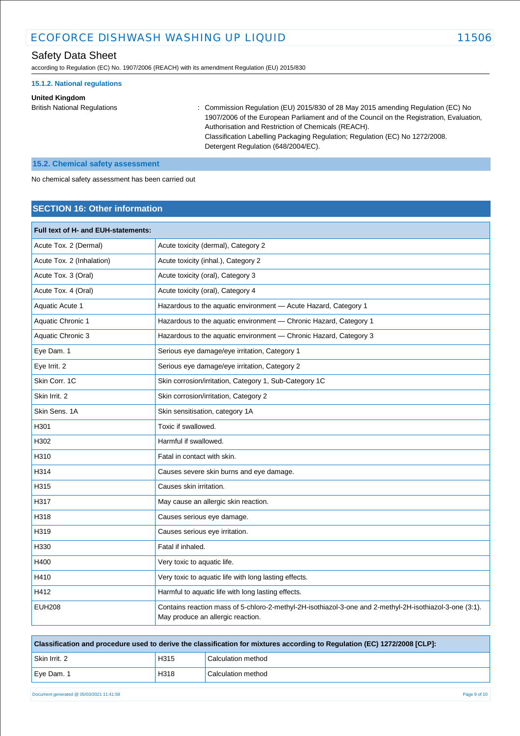#### 15.1.2. National regulations

**United Kingdom**

British National Regulations : Commission Regulation (EU) 2015/830 of 28 May 2015 amending Regulation (EC) No 1907/2006 of the European Parliament and of the Council on the Registration, Evaluation, Authorisation and Restriction of Chemicals (REACH).
Classification Labelling Packaging Regulation; Regulation (EC) No 1272/2008.
Detergent Regulation (648/2004/EC).

### 15.2. Chemical safety assessment

No chemical safety assessment has been carried out

## SECTION 16: Other information

| Full text of H- and EUH-statements: | |
|---|---|
| Acute Tox. 2 (Dermal) | Acute toxicity (dermal), Category 2 |
| Acute Tox. 2 (Inhalation) | Acute toxicity (inhal.), Category 2 |
| Acute Tox. 3 (Oral) | Acute toxicity (oral), Category 3 |
| Acute Tox. 4 (Oral) | Acute toxicity (oral), Category 4 |
| Aquatic Acute 1 | Hazardous to the aquatic environment — Acute Hazard, Category 1 |
| Aquatic Chronic 1 | Hazardous to the aquatic environment — Chronic Hazard, Category 1 |
| Aquatic Chronic 3 | Hazardous to the aquatic environment — Chronic Hazard, Category 3 |
| Eye Dam. 1 | Serious eye damage/eye irritation, Category 1 |
| Eye Irrit. 2 | Serious eye damage/eye irritation, Category 2 |
| Skin Corr. 1C | Skin corrosion/irritation, Category 1, Sub-Category 1C |
| Skin Irrit. 2 | Skin corrosion/irritation, Category 2 |
| Skin Sens. 1A | Skin sensitisation, category 1A |
| H301 | Toxic if swallowed. |
| H302 | Harmful if swallowed. |
| H310 | Fatal in contact with skin. |
| H314 | Causes severe skin burns and eye damage. |
| H315 | Causes skin irritation. |
| H317 | May cause an allergic skin reaction. |
| H318 | Causes serious eye damage. |
| H319 | Causes serious eye irritation. |
| H330 | Fatal if inhaled. |
| H400 | Very toxic to aquatic life. |
| H410 | Very toxic to aquatic life with long lasting effects. |
| H412 | Harmful to aquatic life with long lasting effects. |
| EUH208 | Contains reaction mass of 5-chloro-2-methyl-2H-isothiazol-3-one and 2-methyl-2H-isothiazol-3-one (3:1). May produce an allergic reaction. |

| Classification and procedure used to derive the classification for mixtures according to Regulation (EC) 1272/2008 [CLP]: | | |
|---|---|---|
| Skin Irrit. 2 | H315 | Calculation method |
| Eye Dam. 1 | H318 | Calculation method |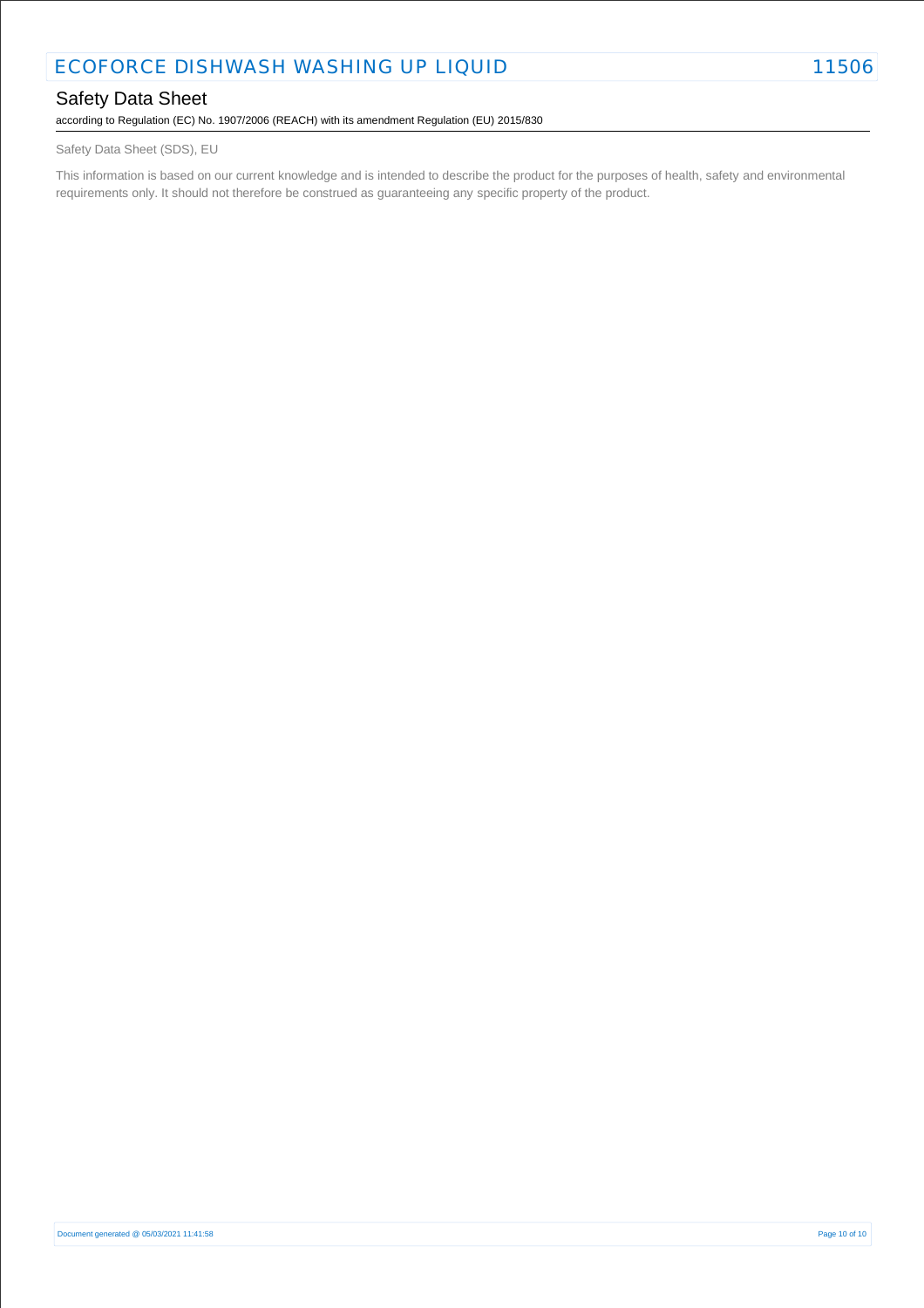Safety Data Sheet (SDS), EU

This information is based on our current knowledge and is intended to describe the product for the purposes of health, safety and environmental requirements only. It should not therefore be construed as guaranteeing any specific property of the product.